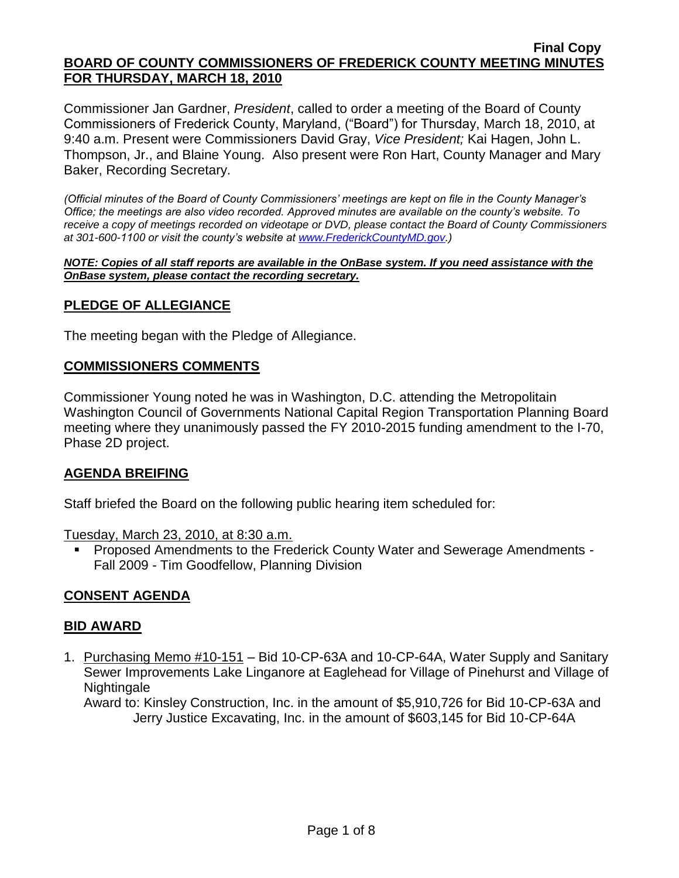**Final Copy**

**BOARD OF COUNTY COMMISSIONERS OF FREDERICK COUNTY MEETING MINUTES FOR THURSDAY, MARCH 18, 2010**

Commissioner Jan Gardner, *President*, called to order a meeting of the Board of County Commissioners of Frederick County, Maryland, ("Board") for Thursday, March 18, 2010, at 9:40 a.m. Present were Commissioners David Gray, *Vice President;* Kai Hagen, John L. Thompson, Jr., and Blaine Young. Also present were Ron Hart, County Manager and Mary Baker, Recording Secretary.

*(Official minutes of the Board of County Commissioners' meetings are kept on file in the County Manager's Office; the meetings are also video recorded. Approved minutes are available on the county's website. To receive a copy of meetings recorded on videotape or DVD, please contact the Board of County Commissioners at 301-600-1100 or visit the county's website at www.FrederickCountyMD.gov.)*

***NOTE: Copies of all staff reports are available in the OnBase system. If you need assistance with the OnBase system, please contact the recording secretary.***

## PLEDGE OF ALLEGIANCE

The meeting began with the Pledge of Allegiance.

## COMMISSIONERS COMMENTS

Commissioner Young noted he was in Washington, D.C. attending the Metropolitain Washington Council of Governments National Capital Region Transportation Planning Board meeting where they unanimously passed the FY 2010-2015 funding amendment to the I-70, Phase 2D project.

## AGENDA BREIFING

Staff briefed the Board on the following public hearing item scheduled for:

Tuesday, March 23, 2010, at 8:30 a.m.

- Proposed Amendments to the Frederick County Water and Sewerage Amendments - Fall 2009 - Tim Goodfellow, Planning Division

## CONSENT AGENDA

## BID AWARD

1. Purchasing Memo #10-151 – Bid 10-CP-63A and 10-CP-64A, Water Supply and Sanitary Sewer Improvements Lake Linganore at Eaglehead for Village of Pinehurst and Village of Nightingale

   Award to: Kinsley Construction, Inc. in the amount of $5,910,726 for Bid 10-CP-63A and Jerry Justice Excavating, Inc. in the amount of $603,145 for Bid 10-CP-64A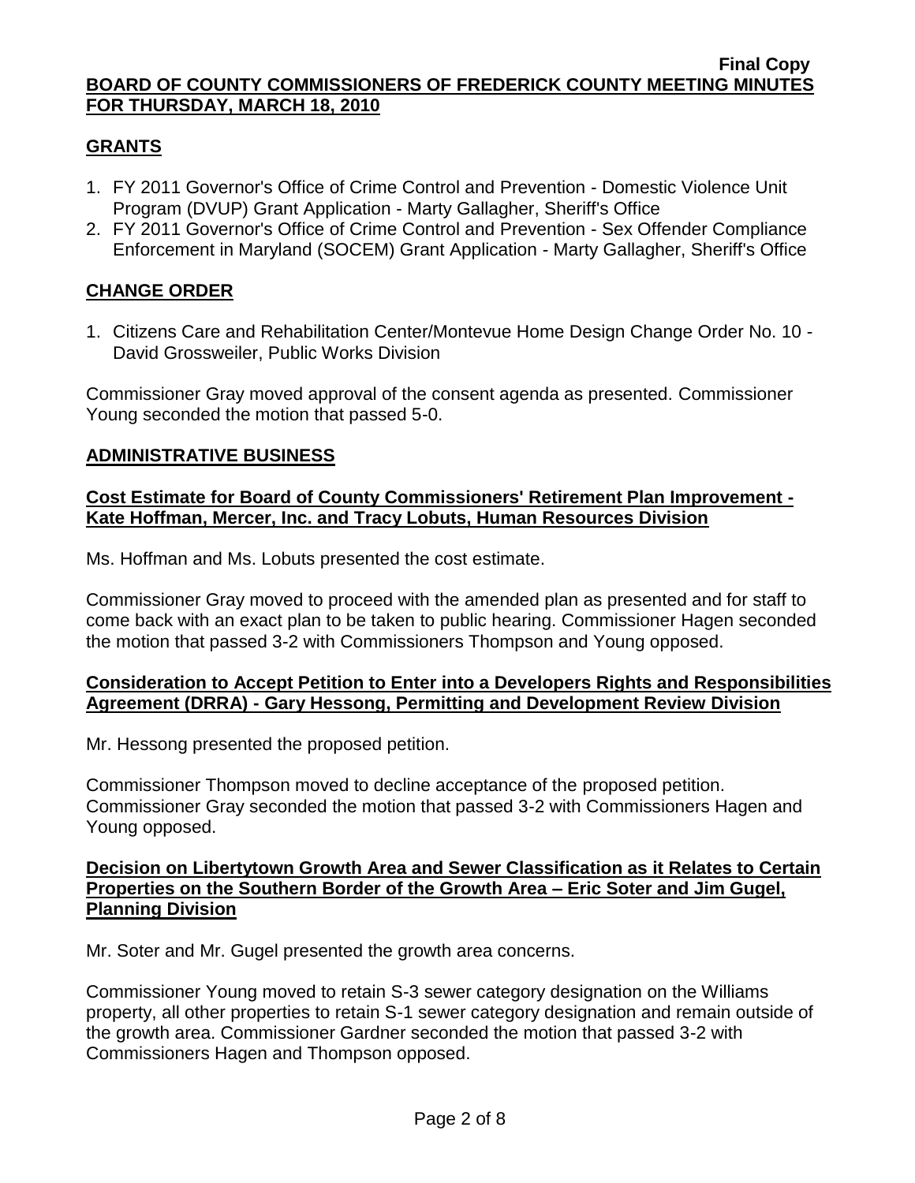## GRANTS

1. FY 2011 Governor's Office of Crime Control and Prevention - Domestic Violence Unit Program (DVUP) Grant Application - Marty Gallagher, Sheriff's Office
2. FY 2011 Governor's Office of Crime Control and Prevention - Sex Offender Compliance Enforcement in Maryland (SOCEM) Grant Application - Marty Gallagher, Sheriff's Office

## CHANGE ORDER

1. Citizens Care and Rehabilitation Center/Montevue Home Design Change Order No. 10 - David Grossweiler, Public Works Division

Commissioner Gray moved approval of the consent agenda as presented. Commissioner Young seconded the motion that passed 5-0.

## ADMINISTRATIVE BUSINESS

### Cost Estimate for Board of County Commissioners' Retirement Plan Improvement - Kate Hoffman, Mercer, Inc. and Tracy Lobuts, Human Resources Division

Ms. Hoffman and Ms. Lobuts presented the cost estimate.

Commissioner Gray moved to proceed with the amended plan as presented and for staff to come back with an exact plan to be taken to public hearing. Commissioner Hagen seconded the motion that passed 3-2 with Commissioners Thompson and Young opposed.

### Consideration to Accept Petition to Enter into a Developers Rights and Responsibilities Agreement (DRRA) - Gary Hessong, Permitting and Development Review Division

Mr. Hessong presented the proposed petition.

Commissioner Thompson moved to decline acceptance of the proposed petition. Commissioner Gray seconded the motion that passed 3-2 with Commissioners Hagen and Young opposed.

### Decision on Libertytown Growth Area and Sewer Classification as it Relates to Certain Properties on the Southern Border of the Growth Area – Eric Soter and Jim Gugel, Planning Division

Mr. Soter and Mr. Gugel presented the growth area concerns.

Commissioner Young moved to retain S-3 sewer category designation on the Williams property, all other properties to retain S-1 sewer category designation and remain outside of the growth area. Commissioner Gardner seconded the motion that passed 3-2 with Commissioners Hagen and Thompson opposed.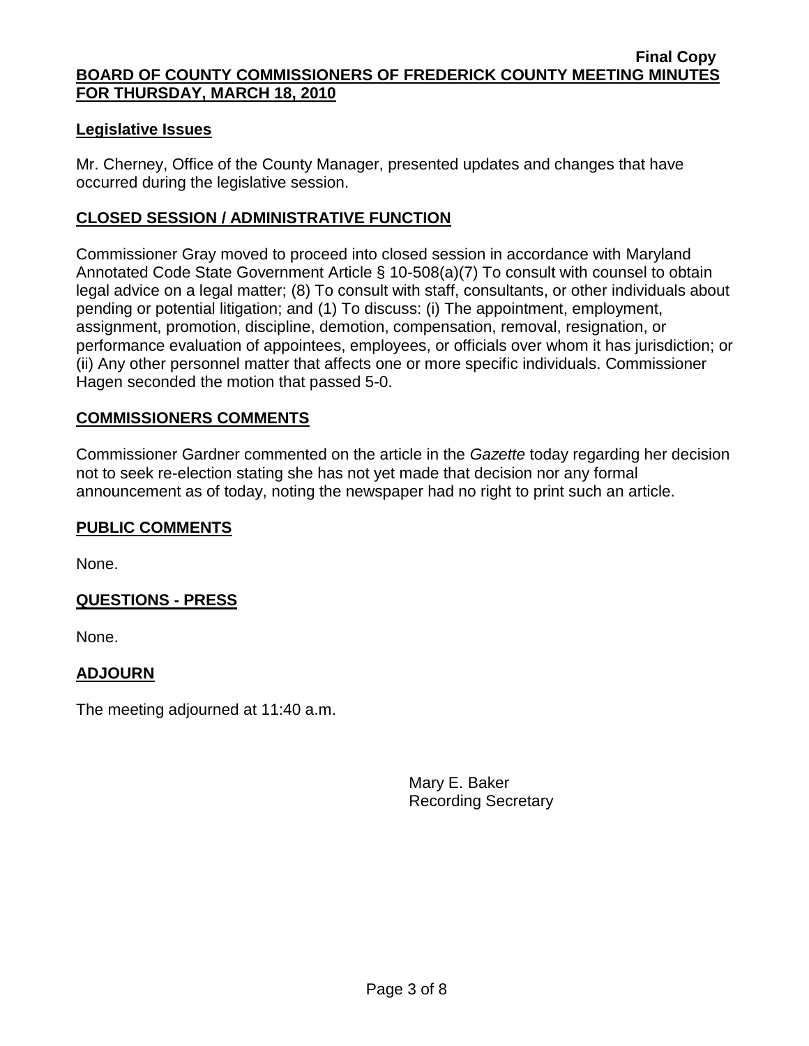**Legislative Issues**

Mr. Cherney, Office of the County Manager, presented updates and changes that have occurred during the legislative session.

## CLOSED SESSION / ADMINISTRATIVE FUNCTION

Commissioner Gray moved to proceed into closed session in accordance with Maryland Annotated Code State Government Article § 10-508(a)(7) To consult with counsel to obtain legal advice on a legal matter; (8) To consult with staff, consultants, or other individuals about pending or potential litigation; and (1) To discuss: (i) The appointment, employment, assignment, promotion, discipline, demotion, compensation, removal, resignation, or performance evaluation of appointees, employees, or officials over whom it has jurisdiction; or (ii) Any other personnel matter that affects one or more specific individuals. Commissioner Hagen seconded the motion that passed 5-0.

## COMMISSIONERS COMMENTS

Commissioner Gardner commented on the article in the *Gazette* today regarding her decision not to seek re-election stating she has not yet made that decision nor any formal announcement as of today, noting the newspaper had no right to print such an article.

## PUBLIC COMMENTS

None.

## QUESTIONS - PRESS

None.

## ADJOURN

The meeting adjourned at 11:40 a.m.

Mary E. Baker
Recording Secretary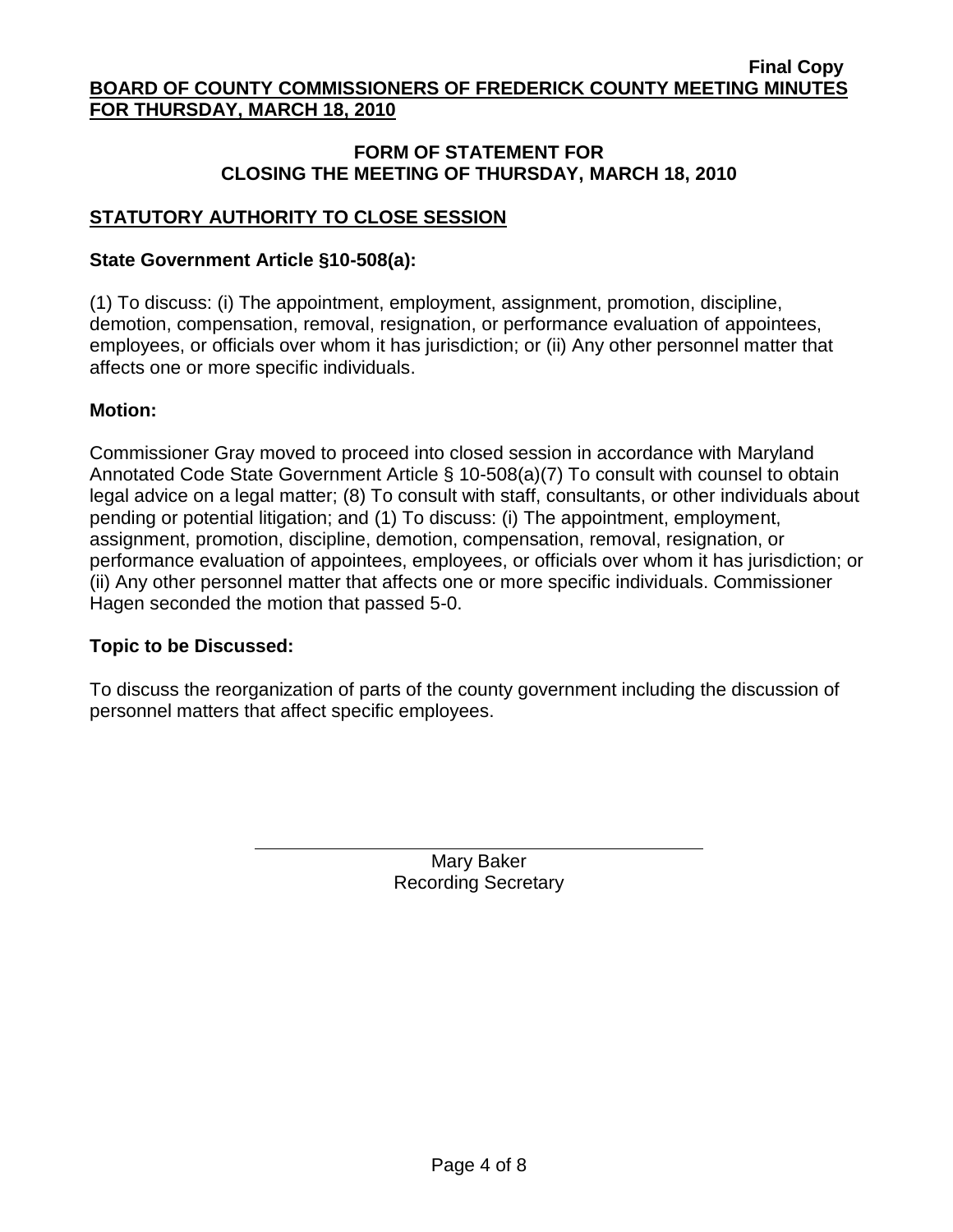**Final Copy**

**BOARD OF COUNTY COMMISSIONERS OF FREDERICK COUNTY MEETING MINUTES FOR THURSDAY, MARCH 18, 2010**

## FORM OF STATEMENT FOR CLOSING THE MEETING OF THURSDAY, MARCH 18, 2010

### STATUTORY AUTHORITY TO CLOSE SESSION

**State Government Article §10-508(a):**

(1) To discuss: (i) The appointment, employment, assignment, promotion, discipline, demotion, compensation, removal, resignation, or performance evaluation of appointees, employees, or officials over whom it has jurisdiction; or (ii) Any other personnel matter that affects one or more specific individuals.

**Motion:**

Commissioner Gray moved to proceed into closed session in accordance with Maryland Annotated Code State Government Article § 10-508(a)(7) To consult with counsel to obtain legal advice on a legal matter; (8) To consult with staff, consultants, or other individuals about pending or potential litigation; and (1) To discuss: (i) The appointment, employment, assignment, promotion, discipline, demotion, compensation, removal, resignation, or performance evaluation of appointees, employees, or officials over whom it has jurisdiction; or (ii) Any other personnel matter that affects one or more specific individuals. Commissioner Hagen seconded the motion that passed 5-0.

**Topic to be Discussed:**

To discuss the reorganization of parts of the county government including the discussion of personnel matters that affect specific employees.

Mary Baker
Recording Secretary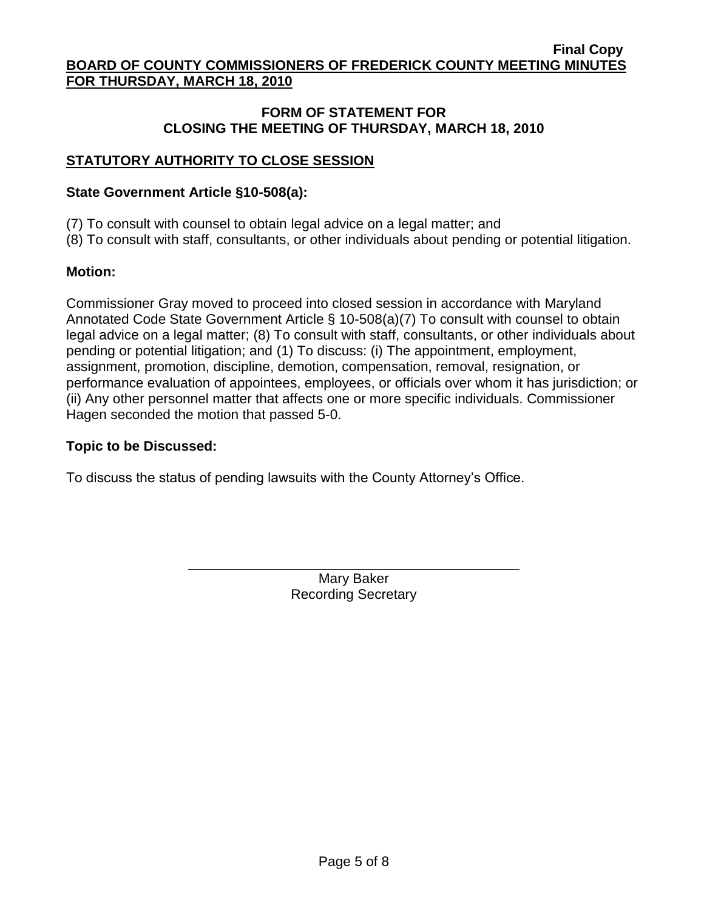**Final Copy**

**BOARD OF COUNTY COMMISSIONERS OF FREDERICK COUNTY MEETING MINUTES FOR THURSDAY, MARCH 18, 2010**

## FORM OF STATEMENT FOR CLOSING THE MEETING OF THURSDAY, MARCH 18, 2010

### STATUTORY AUTHORITY TO CLOSE SESSION

**State Government Article §10-508(a):**

(7) To consult with counsel to obtain legal advice on a legal matter; and
(8) To consult with staff, consultants, or other individuals about pending or potential litigation.

**Motion:**

Commissioner Gray moved to proceed into closed session in accordance with Maryland Annotated Code State Government Article § 10-508(a)(7) To consult with counsel to obtain legal advice on a legal matter; (8) To consult with staff, consultants, or other individuals about pending or potential litigation; and (1) To discuss: (i) The appointment, employment, assignment, promotion, discipline, demotion, compensation, removal, resignation, or performance evaluation of appointees, employees, or officials over whom it has jurisdiction; or (ii) Any other personnel matter that affects one or more specific individuals. Commissioner Hagen seconded the motion that passed 5-0.

**Topic to be Discussed:**

To discuss the status of pending lawsuits with the County Attorney's Office.

Mary Baker
Recording Secretary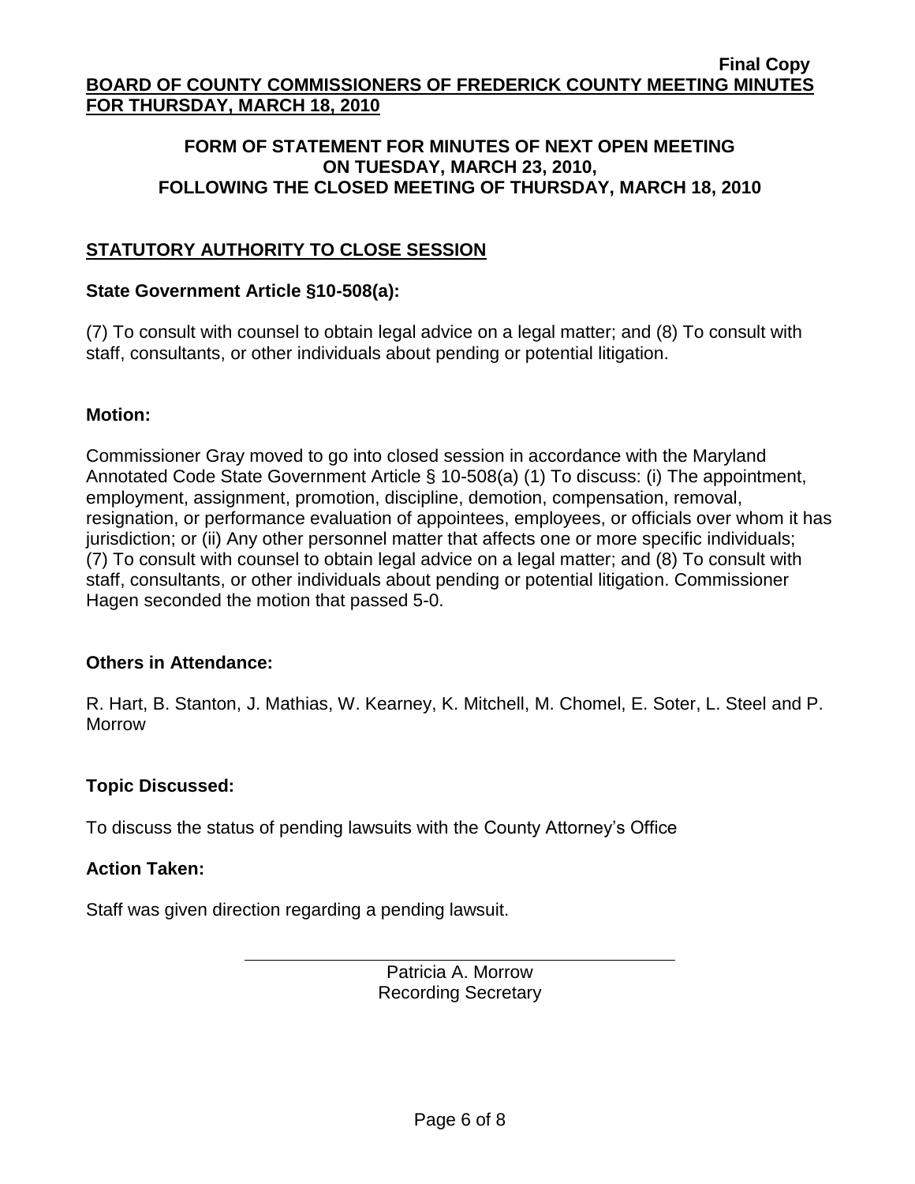**Final Copy**

**BOARD OF COUNTY COMMISSIONERS OF FREDERICK COUNTY MEETING MINUTES FOR THURSDAY, MARCH 18, 2010**

**FORM OF STATEMENT FOR MINUTES OF NEXT OPEN MEETING ON TUESDAY, MARCH 23, 2010, FOLLOWING THE CLOSED MEETING OF THURSDAY, MARCH 18, 2010**

## STATUTORY AUTHORITY TO CLOSE SESSION

**State Government Article §10-508(a):**

(7) To consult with counsel to obtain legal advice on a legal matter; and (8) To consult with staff, consultants, or other individuals about pending or potential litigation.

**Motion:**

Commissioner Gray moved to go into closed session in accordance with the Maryland Annotated Code State Government Article § 10-508(a) (1) To discuss: (i) The appointment, employment, assignment, promotion, discipline, demotion, compensation, removal, resignation, or performance evaluation of appointees, employees, or officials over whom it has jurisdiction; or (ii) Any other personnel matter that affects one or more specific individuals; (7) To consult with counsel to obtain legal advice on a legal matter; and (8) To consult with staff, consultants, or other individuals about pending or potential litigation. Commissioner Hagen seconded the motion that passed 5-0.

**Others in Attendance:**

R. Hart, B. Stanton, J. Mathias, W. Kearney, K. Mitchell, M. Chomel, E. Soter, L. Steel and P. Morrow

**Topic Discussed:**

To discuss the status of pending lawsuits with the County Attorney's Office

**Action Taken:**

Staff was given direction regarding a pending lawsuit.

Patricia A. Morrow
Recording Secretary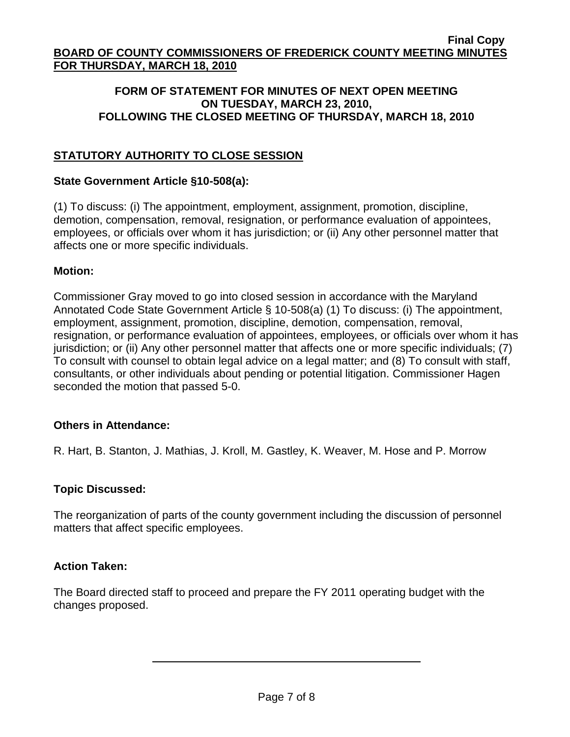**Final Copy**

**BOARD OF COUNTY COMMISSIONERS OF FREDERICK COUNTY MEETING MINUTES FOR THURSDAY, MARCH 18, 2010**

**FORM OF STATEMENT FOR MINUTES OF NEXT OPEN MEETING ON TUESDAY, MARCH 23, 2010, FOLLOWING THE CLOSED MEETING OF THURSDAY, MARCH 18, 2010**

## STATUTORY AUTHORITY TO CLOSE SESSION

**State Government Article §10-508(a):**

(1) To discuss: (i) The appointment, employment, assignment, promotion, discipline, demotion, compensation, removal, resignation, or performance evaluation of appointees, employees, or officials over whom it has jurisdiction; or (ii) Any other personnel matter that affects one or more specific individuals.

**Motion:**

Commissioner Gray moved to go into closed session in accordance with the Maryland Annotated Code State Government Article § 10-508(a) (1) To discuss: (i) The appointment, employment, assignment, promotion, discipline, demotion, compensation, removal, resignation, or performance evaluation of appointees, employees, or officials over whom it has jurisdiction; or (ii) Any other personnel matter that affects one or more specific individuals; (7) To consult with counsel to obtain legal advice on a legal matter; and (8) To consult with staff, consultants, or other individuals about pending or potential litigation. Commissioner Hagen seconded the motion that passed 5-0.

**Others in Attendance:**

R. Hart, B. Stanton, J. Mathias, J. Kroll, M. Gastley, K. Weaver, M. Hose and P. Morrow

**Topic Discussed:**

The reorganization of parts of the county government including the discussion of personnel matters that affect specific employees.

**Action Taken:**

The Board directed staff to proceed and prepare the FY 2011 operating budget with the changes proposed.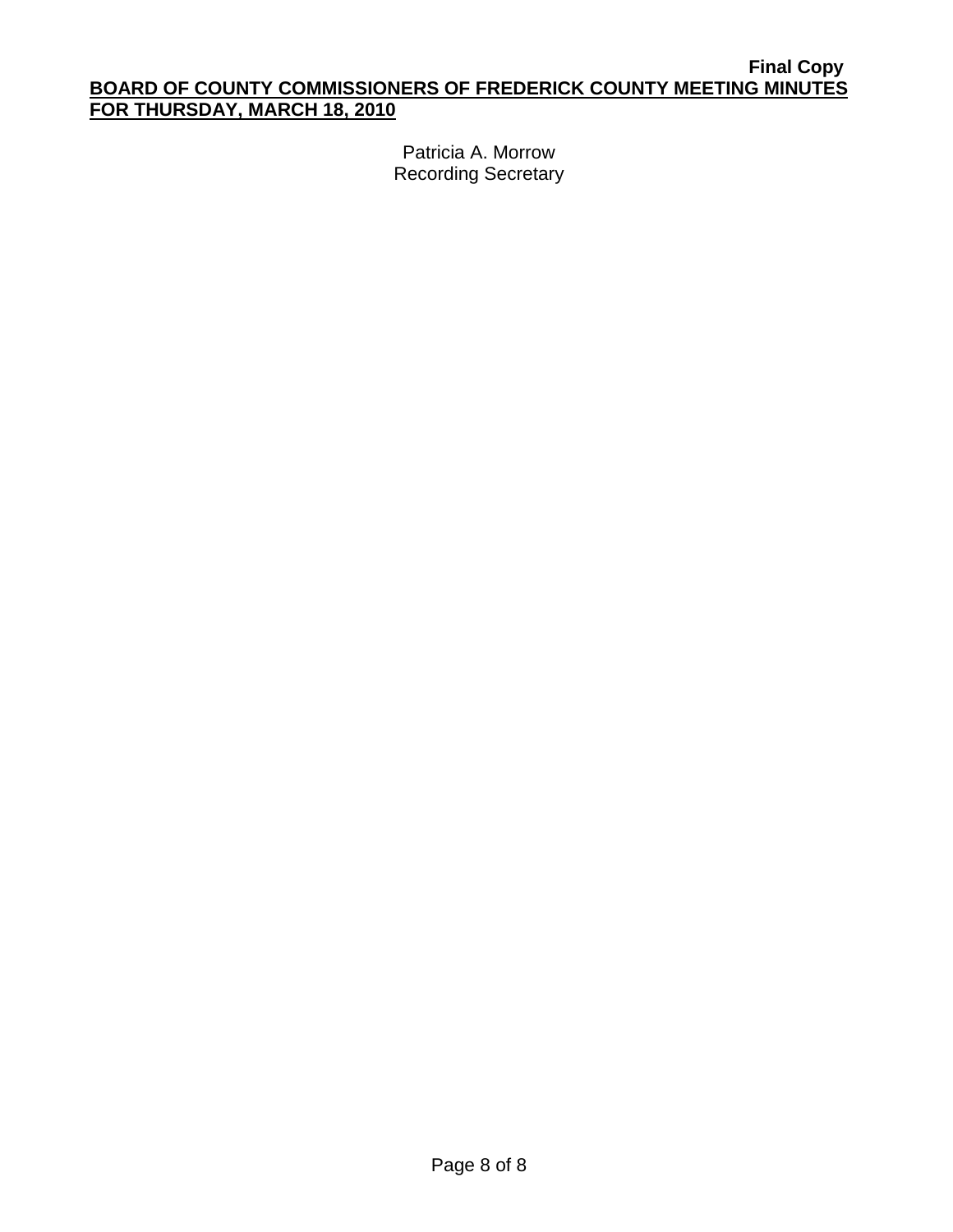Patricia A. Morrow
Recording Secretary